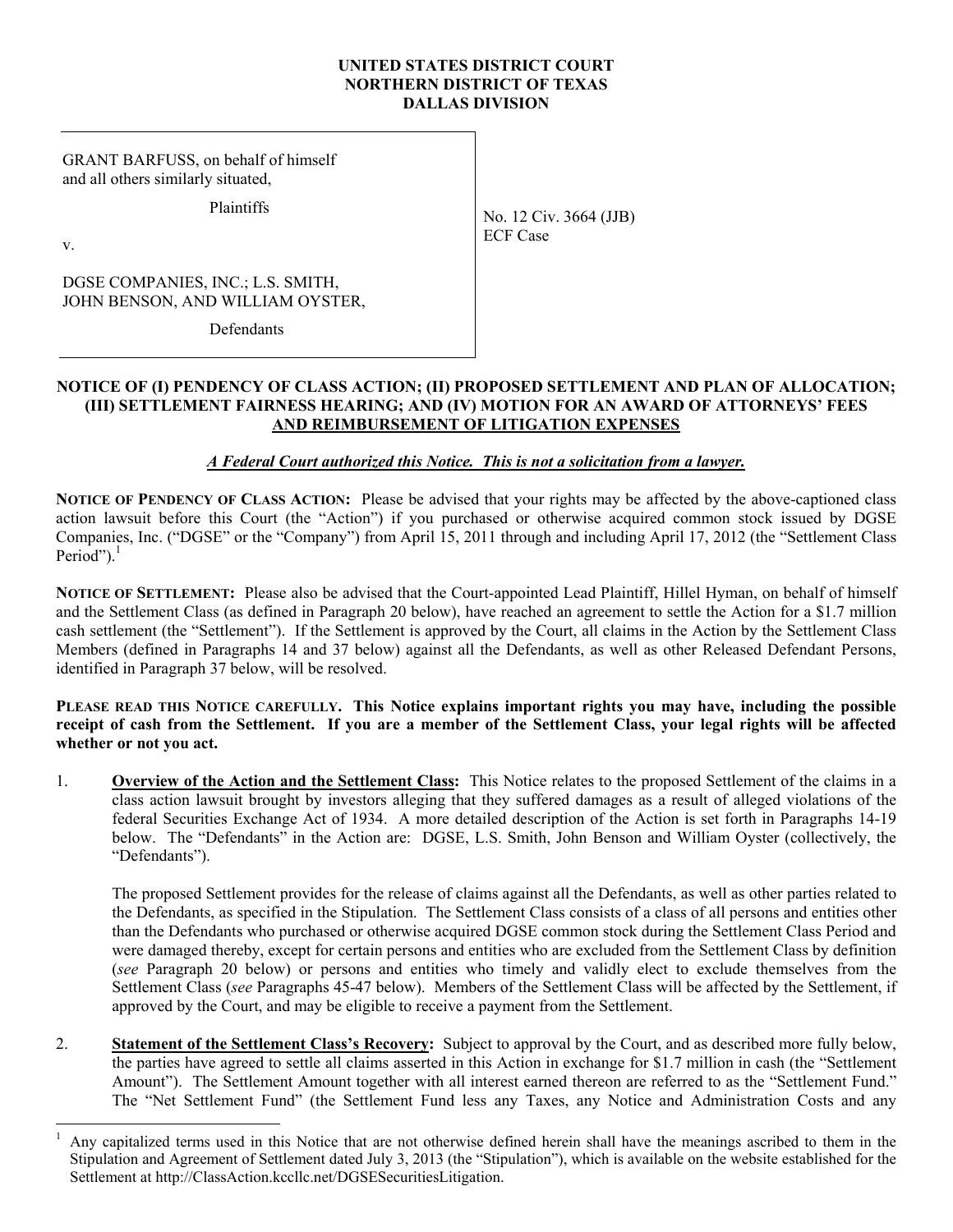**UNITED STATES DISTRICT COURT**
**NORTHERN DISTRICT OF TEXAS**
**DALLAS DIVISION**

| | |
|---|---|
| GRANT BARFUSS, on behalf of himself and all others similarly situated,<br><br>Plaintiffs<br><br>v.<br><br>DGSE COMPANIES, INC.; L.S. SMITH, JOHN BENSON, AND WILLIAM OYSTER,<br><br>Defendants | No. 12 Civ. 3664 (JJB)<br>ECF Case |

**NOTICE OF (I) PENDENCY OF CLASS ACTION; (II) PROPOSED SETTLEMENT AND PLAN OF ALLOCATION; (III) SETTLEMENT FAIRNESS HEARING; AND (IV) MOTION FOR AN AWARD OF ATTORNEYS' FEES AND REIMBURSEMENT OF LITIGATION EXPENSES**

***A Federal Court authorized this Notice. This is not a solicitation from a lawyer.***

**NOTICE OF PENDENCY OF CLASS ACTION:** Please be advised that your rights may be affected by the above-captioned class action lawsuit before this Court (the "Action") if you purchased or otherwise acquired common stock issued by DGSE Companies, Inc. ("DGSE" or the "Company") from April 15, 2011 through and including April 17, 2012 (the "Settlement Class Period").[1]

**NOTICE OF SETTLEMENT:** Please also be advised that the Court-appointed Lead Plaintiff, Hillel Hyman, on behalf of himself and the Settlement Class (as defined in Paragraph 20 below), have reached an agreement to settle the Action for a $1.7 million cash settlement (the "Settlement"). If the Settlement is approved by the Court, all claims in the Action by the Settlement Class Members (defined in Paragraphs 14 and 37 below) against all the Defendants, as well as other Released Defendant Persons, identified in Paragraph 37 below, will be resolved.

**PLEASE READ THIS NOTICE CAREFULLY. This Notice explains important rights you may have, including the possible receipt of cash from the Settlement. If you are a member of the Settlement Class, your legal rights will be affected whether or not you act.**

1. **Overview of the Action and the Settlement Class:** This Notice relates to the proposed Settlement of the claims in a class action lawsuit brought by investors alleging that they suffered damages as a result of alleged violations of the federal Securities Exchange Act of 1934. A more detailed description of the Action is set forth in Paragraphs 14-19 below. The "Defendants" in the Action are: DGSE, L.S. Smith, John Benson and William Oyster (collectively, the "Defendants").

   The proposed Settlement provides for the release of claims against all the Defendants, as well as other parties related to the Defendants, as specified in the Stipulation. The Settlement Class consists of a class of all persons and entities other than the Defendants who purchased or otherwise acquired DGSE common stock during the Settlement Class Period and were damaged thereby, except for certain persons and entities who are excluded from the Settlement Class by definition (*see* Paragraph 20 below) or persons and entities who timely and validly elect to exclude themselves from the Settlement Class (*see* Paragraphs 45-47 below). Members of the Settlement Class will be affected by the Settlement, if approved by the Court, and may be eligible to receive a payment from the Settlement.

2. **Statement of the Settlement Class's Recovery:** Subject to approval by the Court, and as described more fully below, the parties have agreed to settle all claims asserted in this Action in exchange for $1.7 million in cash (the "Settlement Amount"). The Settlement Amount together with all interest earned thereon are referred to as the "Settlement Fund." The "Net Settlement Fund" (the Settlement Fund less any Taxes, any Notice and Administration Costs and any

[1] Any capitalized terms used in this Notice that are not otherwise defined herein shall have the meanings ascribed to them in the Stipulation and Agreement of Settlement dated July 3, 2013 (the "Stipulation"), which is available on the website established for the Settlement at http://ClassAction.kccllc.net/DGSESecuritiesLitigation.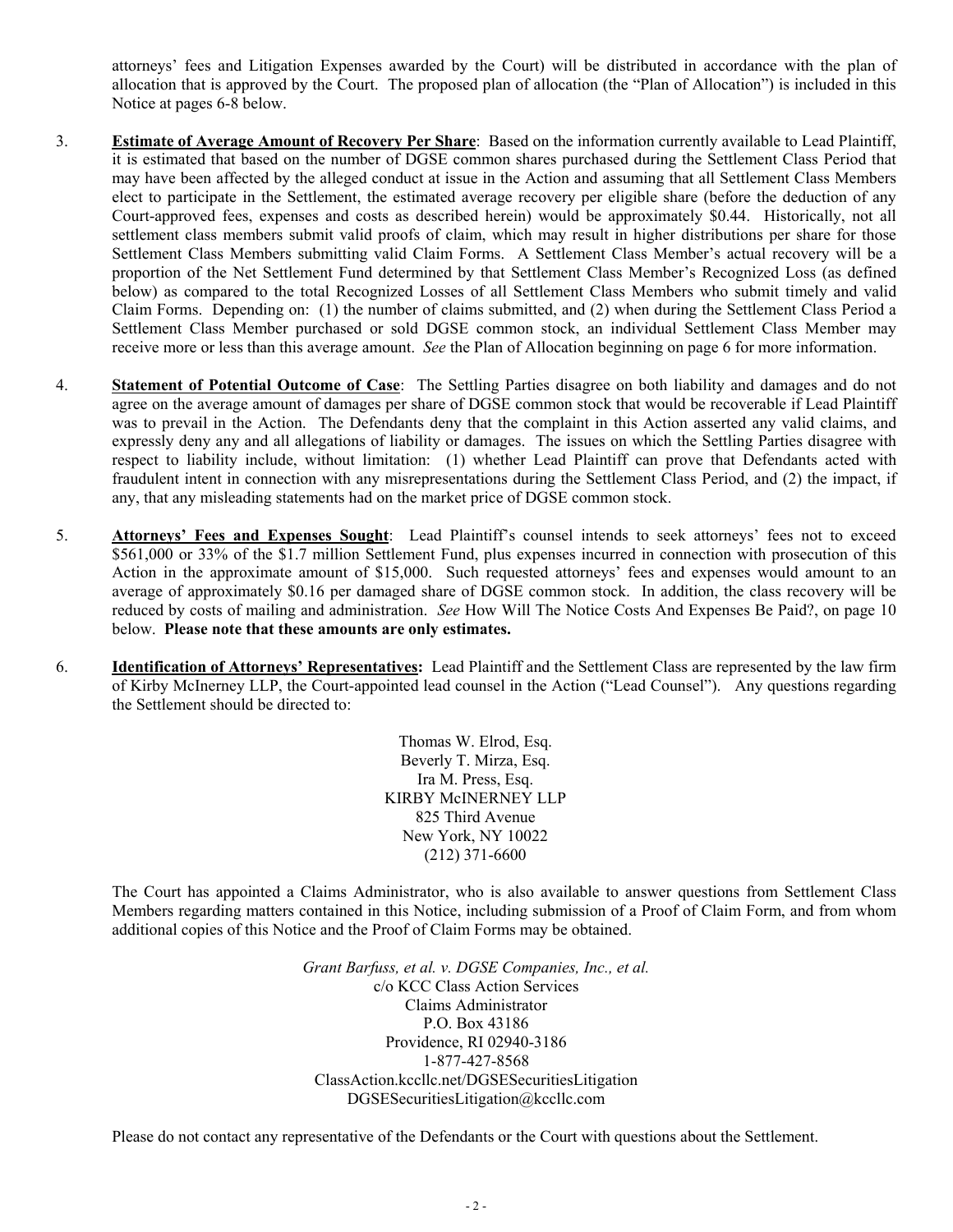attorneys' fees and Litigation Expenses awarded by the Court) will be distributed in accordance with the plan of allocation that is approved by the Court. The proposed plan of allocation (the "Plan of Allocation") is included in this Notice at pages 6-8 below.

3. **Estimate of Average Amount of Recovery Per Share**: Based on the information currently available to Lead Plaintiff, it is estimated that based on the number of DGSE common shares purchased during the Settlement Class Period that may have been affected by the alleged conduct at issue in the Action and assuming that all Settlement Class Members elect to participate in the Settlement, the estimated average recovery per eligible share (before the deduction of any Court-approved fees, expenses and costs as described herein) would be approximately $0.44. Historically, not all settlement class members submit valid proofs of claim, which may result in higher distributions per share for those Settlement Class Members submitting valid Claim Forms. A Settlement Class Member's actual recovery will be a proportion of the Net Settlement Fund determined by that Settlement Class Member's Recognized Loss (as defined below) as compared to the total Recognized Losses of all Settlement Class Members who submit timely and valid Claim Forms. Depending on: (1) the number of claims submitted, and (2) when during the Settlement Class Period a Settlement Class Member purchased or sold DGSE common stock, an individual Settlement Class Member may receive more or less than this average amount. *See* the Plan of Allocation beginning on page 6 for more information.

4. **Statement of Potential Outcome of Case**: The Settling Parties disagree on both liability and damages and do not agree on the average amount of damages per share of DGSE common stock that would be recoverable if Lead Plaintiff was to prevail in the Action. The Defendants deny that the complaint in this Action asserted any valid claims, and expressly deny any and all allegations of liability or damages. The issues on which the Settling Parties disagree with respect to liability include, without limitation: (1) whether Lead Plaintiff can prove that Defendants acted with fraudulent intent in connection with any misrepresentations during the Settlement Class Period, and (2) the impact, if any, that any misleading statements had on the market price of DGSE common stock.

5. **Attorneys' Fees and Expenses Sought**: Lead Plaintiff's counsel intends to seek attorneys' fees not to exceed $561,000 or 33% of the $1.7 million Settlement Fund, plus expenses incurred in connection with prosecution of this Action in the approximate amount of $15,000. Such requested attorneys' fees and expenses would amount to an average of approximately $0.16 per damaged share of DGSE common stock. In addition, the class recovery will be reduced by costs of mailing and administration. *See* How Will The Notice Costs And Expenses Be Paid?, on page 10 below. **Please note that these amounts are only estimates.**

6. **Identification of Attorneys' Representatives:** Lead Plaintiff and the Settlement Class are represented by the law firm of Kirby McInerney LLP, the Court-appointed lead counsel in the Action ("Lead Counsel"). Any questions regarding the Settlement should be directed to:

Thomas W. Elrod, Esq.
Beverly T. Mirza, Esq.
Ira M. Press, Esq.
KIRBY McINERNEY LLP
825 Third Avenue
New York, NY 10022
(212) 371-6600

The Court has appointed a Claims Administrator, who is also available to answer questions from Settlement Class Members regarding matters contained in this Notice, including submission of a Proof of Claim Form, and from whom additional copies of this Notice and the Proof of Claim Forms may be obtained.

*Grant Barfuss, et al. v. DGSE Companies, Inc., et al.*
c/o KCC Class Action Services
Claims Administrator
P.O. Box 43186
Providence, RI 02940-3186
1-877-427-8568
ClassAction.kccllc.net/DGSESecuritiesLitigation
DGSESecuritiesLitigation@kccllc.com

Please do not contact any representative of the Defendants or the Court with questions about the Settlement.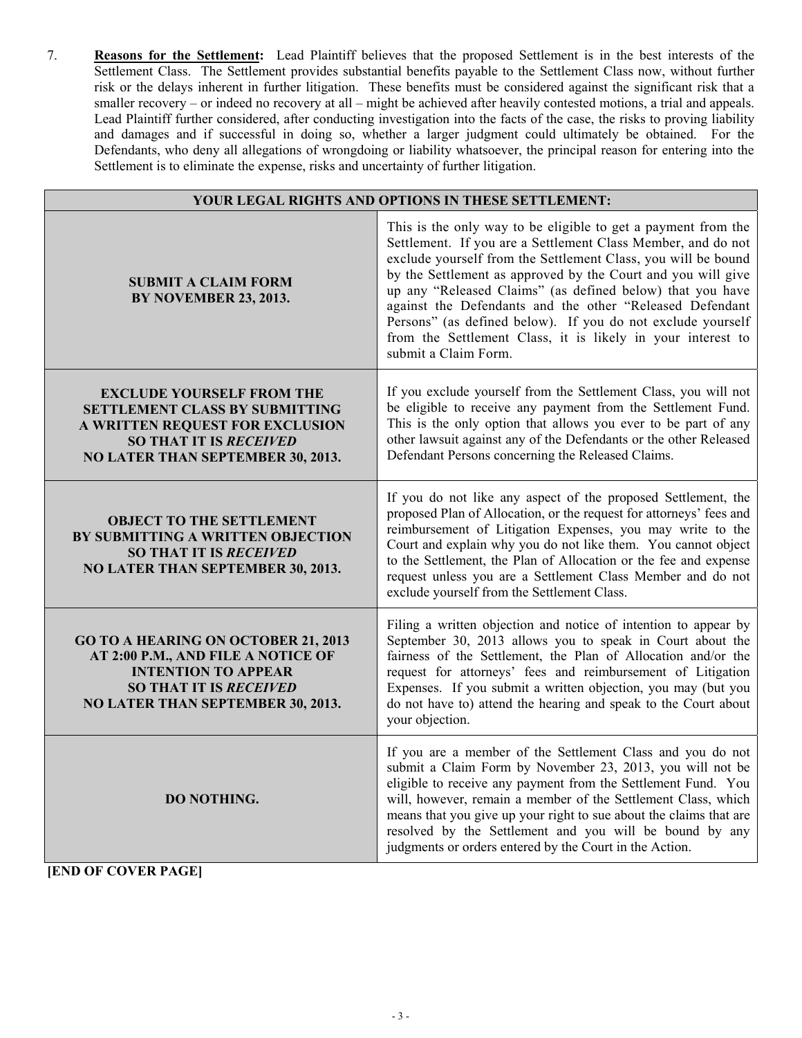7. **Reasons for the Settlement:** Lead Plaintiff believes that the proposed Settlement is in the best interests of the Settlement Class. The Settlement provides substantial benefits payable to the Settlement Class now, without further risk or the delays inherent in further litigation. These benefits must be considered against the significant risk that a smaller recovery – or indeed no recovery at all – might be achieved after heavily contested motions, a trial and appeals. Lead Plaintiff further considered, after conducting investigation into the facts of the case, the risks to proving liability and damages and if successful in doing so, whether a larger judgment could ultimately be obtained. For the Defendants, who deny all allegations of wrongdoing or liability whatsoever, the principal reason for entering into the Settlement is to eliminate the expense, risks and uncertainty of further litigation.

| YOUR LEGAL RIGHTS AND OPTIONS IN THESE SETTLEMENT: | |
|---|---|
| **SUBMIT A CLAIM FORM BY NOVEMBER 23, 2013.** | This is the only way to be eligible to get a payment from the Settlement. If you are a Settlement Class Member, and do not exclude yourself from the Settlement Class, you will be bound by the Settlement as approved by the Court and you will give up any "Released Claims" (as defined below) that you have against the Defendants and the other "Released Defendant Persons" (as defined below). If you do not exclude yourself from the Settlement Class, it is likely in your interest to submit a Claim Form. |
| **EXCLUDE YOURSELF FROM THE SETTLEMENT CLASS BY SUBMITTING A WRITTEN REQUEST FOR EXCLUSION SO THAT IT IS *RECEIVED* NO LATER THAN SEPTEMBER 30, 2013.** | If you exclude yourself from the Settlement Class, you will not be eligible to receive any payment from the Settlement Fund. This is the only option that allows you ever to be part of any other lawsuit against any of the Defendants or the other Released Defendant Persons concerning the Released Claims. |
| **OBJECT TO THE SETTLEMENT BY SUBMITTING A WRITTEN OBJECTION SO THAT IT IS *RECEIVED* NO LATER THAN SEPTEMBER 30, 2013.** | If you do not like any aspect of the proposed Settlement, the proposed Plan of Allocation, or the request for attorneys' fees and reimbursement of Litigation Expenses, you may write to the Court and explain why you do not like them. You cannot object to the Settlement, the Plan of Allocation or the fee and expense request unless you are a Settlement Class Member and do not exclude yourself from the Settlement Class. |
| **GO TO A HEARING ON OCTOBER 21, 2013 AT 2:00 P.M., AND FILE A NOTICE OF INTENTION TO APPEAR SO THAT IT IS *RECEIVED* NO LATER THAN SEPTEMBER 30, 2013.** | Filing a written objection and notice of intention to appear by September 30, 2013 allows you to speak in Court about the fairness of the Settlement, the Plan of Allocation and/or the request for attorneys' fees and reimbursement of Litigation Expenses. If you submit a written objection, you may (but you do not have to) attend the hearing and speak to the Court about your objection. |
| **DO NOTHING.** | If you are a member of the Settlement Class and you do not submit a Claim Form by November 23, 2013, you will not be eligible to receive any payment from the Settlement Fund. You will, however, remain a member of the Settlement Class, which means that you give up your right to sue about the claims that are resolved by the Settlement and you will be bound by any judgments or orders entered by the Court in the Action. |

**[END OF COVER PAGE]**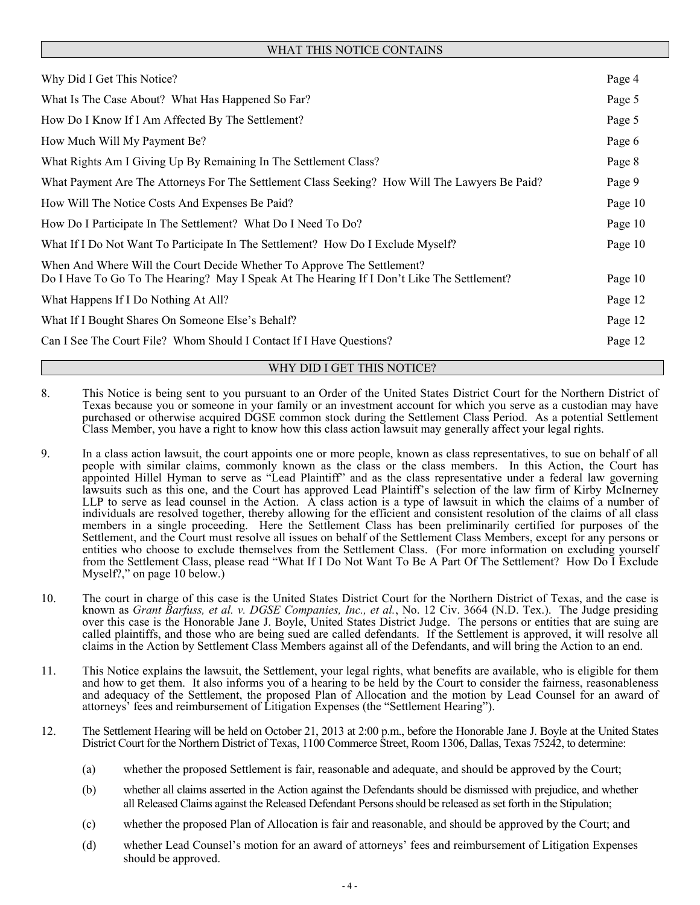## WHAT THIS NOTICE CONTAINS

| | |
|---|---|
| Why Did I Get This Notice? | Page 4 |
| What Is The Case About? What Has Happened So Far? | Page 5 |
| How Do I Know If I Am Affected By The Settlement? | Page 5 |
| How Much Will My Payment Be? | Page 6 |
| What Rights Am I Giving Up By Remaining In The Settlement Class? | Page 8 |
| What Payment Are The Attorneys For The Settlement Class Seeking? How Will The Lawyers Be Paid? | Page 9 |
| How Will The Notice Costs And Expenses Be Paid? | Page 10 |
| How Do I Participate In The Settlement? What Do I Need To Do? | Page 10 |
| What If I Do Not Want To Participate In The Settlement? How Do I Exclude Myself? | Page 10 |
| When And Where Will the Court Decide Whether To Approve The Settlement? Do I Have To Go To The Hearing? May I Speak At The Hearing If I Don't Like The Settlement? | Page 10 |
| What Happens If I Do Nothing At All? | Page 12 |
| What If I Bought Shares On Someone Else's Behalf? | Page 12 |
| Can I See The Court File? Whom Should I Contact If I Have Questions? | Page 12 |

## WHY DID I GET THIS NOTICE?

8. This Notice is being sent to you pursuant to an Order of the United States District Court for the Northern District of Texas because you or someone in your family or an investment account for which you serve as a custodian may have purchased or otherwise acquired DGSE common stock during the Settlement Class Period. As a potential Settlement Class Member, you have a right to know how this class action lawsuit may generally affect your legal rights.

9. In a class action lawsuit, the court appoints one or more people, known as class representatives, to sue on behalf of all people with similar claims, commonly known as the class or the class members. In this Action, the Court has appointed Hillel Hyman to serve as "Lead Plaintiff" and as the class representative under a federal law governing lawsuits such as this one, and the Court has approved Lead Plaintiff's selection of the law firm of Kirby McInerney LLP to serve as lead counsel in the Action. A class action is a type of lawsuit in which the claims of a number of individuals are resolved together, thereby allowing for the efficient and consistent resolution of the claims of all class members in a single proceeding. Here the Settlement Class has been preliminarily certified for purposes of the Settlement, and the Court must resolve all issues on behalf of the Settlement Class Members, except for any persons or entities who choose to exclude themselves from the Settlement Class. (For more information on excluding yourself from the Settlement Class, please read "What If I Do Not Want To Be A Part Of The Settlement? How Do I Exclude Myself?," on page 10 below.)

10. The court in charge of this case is the United States District Court for the Northern District of Texas, and the case is known as *Grant Barfuss, et al. v. DGSE Companies, Inc., et al.*, No. 12 Civ. 3664 (N.D. Tex.). The Judge presiding over this case is the Honorable Jane J. Boyle, United States District Judge. The persons or entities that are suing are called plaintiffs, and those who are being sued are called defendants. If the Settlement is approved, it will resolve all claims in the Action by Settlement Class Members against all of the Defendants, and will bring the Action to an end.

11. This Notice explains the lawsuit, the Settlement, your legal rights, what benefits are available, who is eligible for them and how to get them. It also informs you of a hearing to be held by the Court to consider the fairness, reasonableness and adequacy of the Settlement, the proposed Plan of Allocation and the motion by Lead Counsel for an award of attorneys' fees and reimbursement of Litigation Expenses (the "Settlement Hearing").

12. The Settlement Hearing will be held on October 21, 2013 at 2:00 p.m., before the Honorable Jane J. Boyle at the United States District Court for the Northern District of Texas, 1100 Commerce Street, Room 1306, Dallas, Texas 75242, to determine:

    (a) whether the proposed Settlement is fair, reasonable and adequate, and should be approved by the Court;

    (b) whether all claims asserted in the Action against the Defendants should be dismissed with prejudice, and whether all Released Claims against the Released Defendant Persons should be released as set forth in the Stipulation;

    (c) whether the proposed Plan of Allocation is fair and reasonable, and should be approved by the Court; and

    (d) whether Lead Counsel's motion for an award of attorneys' fees and reimbursement of Litigation Expenses should be approved.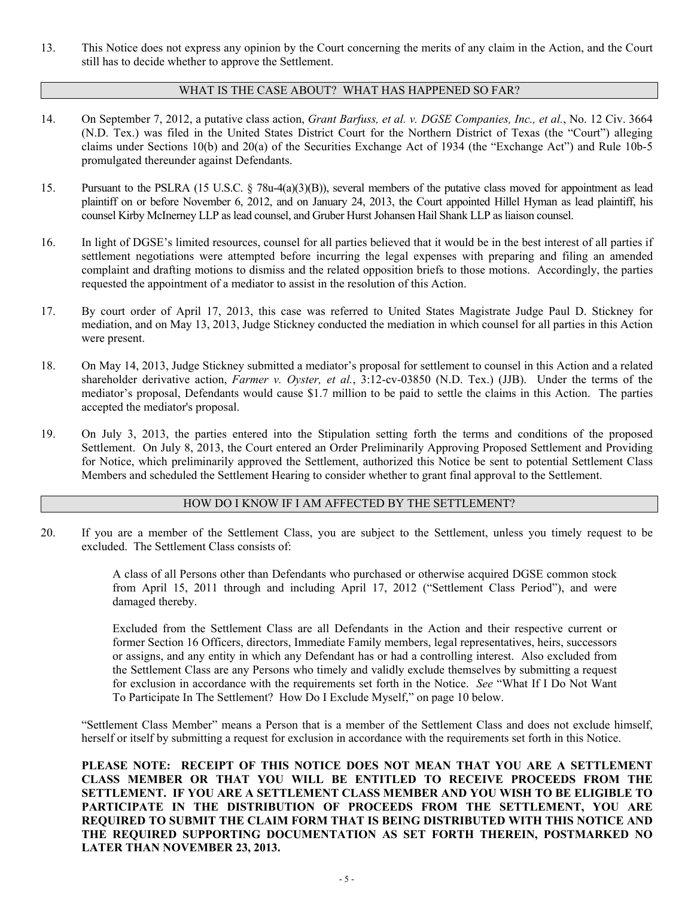13. This Notice does not express any opinion by the Court concerning the merits of any claim in the Action, and the Court still has to decide whether to approve the Settlement.

## WHAT IS THE CASE ABOUT? WHAT HAS HAPPENED SO FAR?

14. On September 7, 2012, a putative class action, *Grant Barfuss, et al. v. DGSE Companies, Inc., et al.*, No. 12 Civ. 3664 (N.D. Tex.) was filed in the United States District Court for the Northern District of Texas (the "Court") alleging claims under Sections 10(b) and 20(a) of the Securities Exchange Act of 1934 (the "Exchange Act") and Rule 10b-5 promulgated thereunder against Defendants.

15. Pursuant to the PSLRA (15 U.S.C. § 78u-4(a)(3)(B)), several members of the putative class moved for appointment as lead plaintiff on or before November 6, 2012, and on January 24, 2013, the Court appointed Hillel Hyman as lead plaintiff, his counsel Kirby McInerney LLP as lead counsel, and Gruber Hurst Johansen Hail Shank LLP as liaison counsel.

16. In light of DGSE's limited resources, counsel for all parties believed that it would be in the best interest of all parties if settlement negotiations were attempted before incurring the legal expenses with preparing and filing an amended complaint and drafting motions to dismiss and the related opposition briefs to those motions. Accordingly, the parties requested the appointment of a mediator to assist in the resolution of this Action.

17. By court order of April 17, 2013, this case was referred to United States Magistrate Judge Paul D. Stickney for mediation, and on May 13, 2013, Judge Stickney conducted the mediation in which counsel for all parties in this Action were present.

18. On May 14, 2013, Judge Stickney submitted a mediator's proposal for settlement to counsel in this Action and a related shareholder derivative action, *Farmer v. Oyster, et al.*, 3:12-cv-03850 (N.D. Tex.) (JJB). Under the terms of the mediator's proposal, Defendants would cause $1.7 million to be paid to settle the claims in this Action. The parties accepted the mediator's proposal.

19. On July 3, 2013, the parties entered into the Stipulation setting forth the terms and conditions of the proposed Settlement. On July 8, 2013, the Court entered an Order Preliminarily Approving Proposed Settlement and Providing for Notice, which preliminarily approved the Settlement, authorized this Notice be sent to potential Settlement Class Members and scheduled the Settlement Hearing to consider whether to grant final approval to the Settlement.

## HOW DO I KNOW IF I AM AFFECTED BY THE SETTLEMENT?

20. If you are a member of the Settlement Class, you are subject to the Settlement, unless you timely request to be excluded. The Settlement Class consists of:

    A class of all Persons other than Defendants who purchased or otherwise acquired DGSE common stock from April 15, 2011 through and including April 17, 2012 ("Settlement Class Period"), and were damaged thereby.

    Excluded from the Settlement Class are all Defendants in the Action and their respective current or former Section 16 Officers, directors, Immediate Family members, legal representatives, heirs, successors or assigns, and any entity in which any Defendant has or had a controlling interest. Also excluded from the Settlement Class are any Persons who timely and validly exclude themselves by submitting a request for exclusion in accordance with the requirements set forth in the Notice. *See* "What If I Do Not Want To Participate In The Settlement? How Do I Exclude Myself," on page 10 below.

    "Settlement Class Member" means a Person that is a member of the Settlement Class and does not exclude himself, herself or itself by submitting a request for exclusion in accordance with the requirements set forth in this Notice.

    **PLEASE NOTE: RECEIPT OF THIS NOTICE DOES NOT MEAN THAT YOU ARE A SETTLEMENT CLASS MEMBER OR THAT YOU WILL BE ENTITLED TO RECEIVE PROCEEDS FROM THE SETTLEMENT. IF YOU ARE A SETTLEMENT CLASS MEMBER AND YOU WISH TO BE ELIGIBLE TO PARTICIPATE IN THE DISTRIBUTION OF PROCEEDS FROM THE SETTLEMENT, YOU ARE REQUIRED TO SUBMIT THE CLAIM FORM THAT IS BEING DISTRIBUTED WITH THIS NOTICE AND THE REQUIRED SUPPORTING DOCUMENTATION AS SET FORTH THEREIN, POSTMARKED NO LATER THAN NOVEMBER 23, 2013.**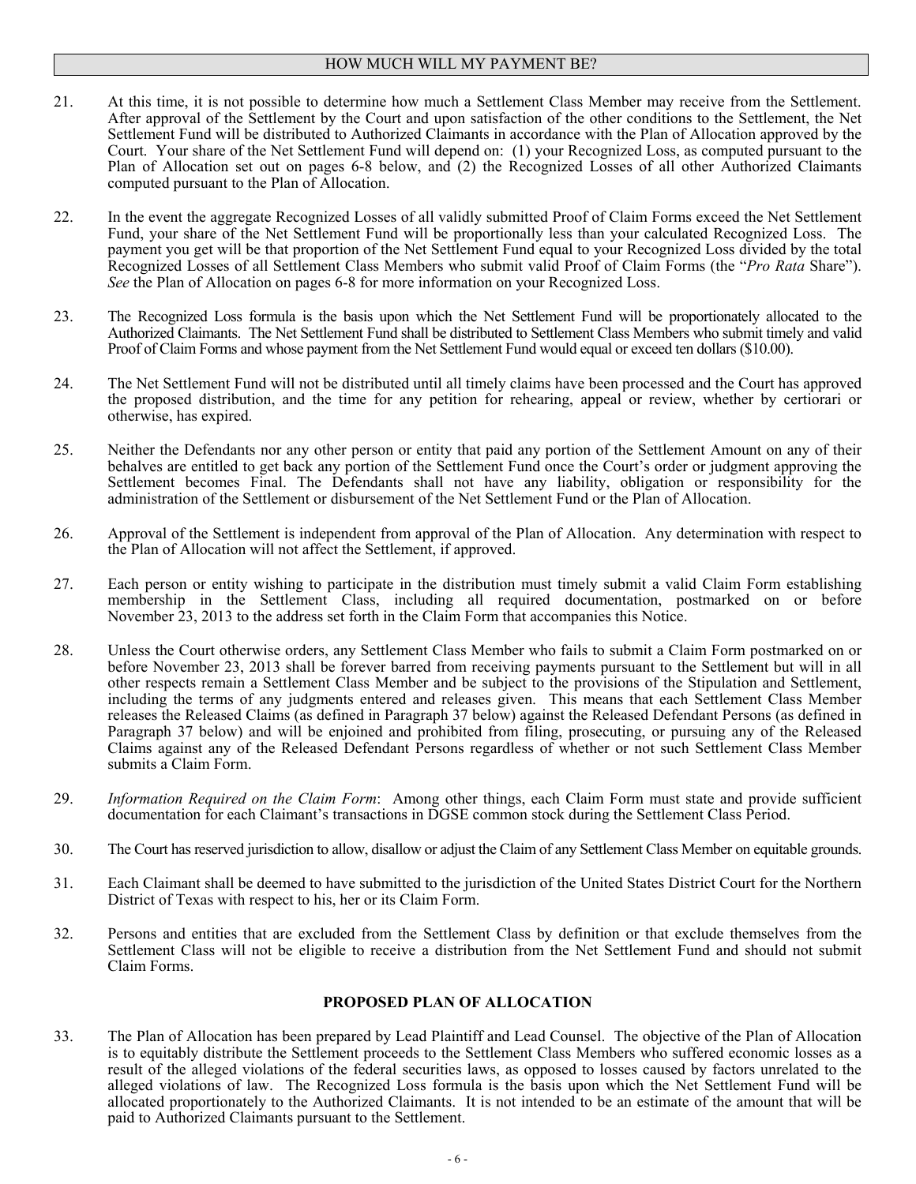## HOW MUCH WILL MY PAYMENT BE?

21. At this time, it is not possible to determine how much a Settlement Class Member may receive from the Settlement. After approval of the Settlement by the Court and upon satisfaction of the other conditions to the Settlement, the Net Settlement Fund will be distributed to Authorized Claimants in accordance with the Plan of Allocation approved by the Court. Your share of the Net Settlement Fund will depend on: (1) your Recognized Loss, as computed pursuant to the Plan of Allocation set out on pages 6-8 below, and (2) the Recognized Losses of all other Authorized Claimants computed pursuant to the Plan of Allocation.

22. In the event the aggregate Recognized Losses of all validly submitted Proof of Claim Forms exceed the Net Settlement Fund, your share of the Net Settlement Fund will be proportionally less than your calculated Recognized Loss. The payment you get will be that proportion of the Net Settlement Fund equal to your Recognized Loss divided by the total Recognized Losses of all Settlement Class Members who submit valid Proof of Claim Forms (the "*Pro Rata* Share"). *See* the Plan of Allocation on pages 6-8 for more information on your Recognized Loss.

23. The Recognized Loss formula is the basis upon which the Net Settlement Fund will be proportionately allocated to the Authorized Claimants. The Net Settlement Fund shall be distributed to Settlement Class Members who submit timely and valid Proof of Claim Forms and whose payment from the Net Settlement Fund would equal or exceed ten dollars ($10.00).

24. The Net Settlement Fund will not be distributed until all timely claims have been processed and the Court has approved the proposed distribution, and the time for any petition for rehearing, appeal or review, whether by certiorari or otherwise, has expired.

25. Neither the Defendants nor any other person or entity that paid any portion of the Settlement Amount on any of their behalves are entitled to get back any portion of the Settlement Fund once the Court's order or judgment approving the Settlement becomes Final. The Defendants shall not have any liability, obligation or responsibility for the administration of the Settlement or disbursement of the Net Settlement Fund or the Plan of Allocation.

26. Approval of the Settlement is independent from approval of the Plan of Allocation. Any determination with respect to the Plan of Allocation will not affect the Settlement, if approved.

27. Each person or entity wishing to participate in the distribution must timely submit a valid Claim Form establishing membership in the Settlement Class, including all required documentation, postmarked on or before November 23, 2013 to the address set forth in the Claim Form that accompanies this Notice.

28. Unless the Court otherwise orders, any Settlement Class Member who fails to submit a Claim Form postmarked on or before November 23, 2013 shall be forever barred from receiving payments pursuant to the Settlement but will in all other respects remain a Settlement Class Member and be subject to the provisions of the Stipulation and Settlement, including the terms of any judgments entered and releases given. This means that each Settlement Class Member releases the Released Claims (as defined in Paragraph 37 below) against the Released Defendant Persons (as defined in Paragraph 37 below) and will be enjoined and prohibited from filing, prosecuting, or pursuing any of the Released Claims against any of the Released Defendant Persons regardless of whether or not such Settlement Class Member submits a Claim Form.

29. *Information Required on the Claim Form*: Among other things, each Claim Form must state and provide sufficient documentation for each Claimant's transactions in DGSE common stock during the Settlement Class Period.

30. The Court has reserved jurisdiction to allow, disallow or adjust the Claim of any Settlement Class Member on equitable grounds.

31. Each Claimant shall be deemed to have submitted to the jurisdiction of the United States District Court for the Northern District of Texas with respect to his, her or its Claim Form.

32. Persons and entities that are excluded from the Settlement Class by definition or that exclude themselves from the Settlement Class will not be eligible to receive a distribution from the Net Settlement Fund and should not submit Claim Forms.

## PROPOSED PLAN OF ALLOCATION

33. The Plan of Allocation has been prepared by Lead Plaintiff and Lead Counsel. The objective of the Plan of Allocation is to equitably distribute the Settlement proceeds to the Settlement Class Members who suffered economic losses as a result of the alleged violations of the federal securities laws, as opposed to losses caused by factors unrelated to the alleged violations of law. The Recognized Loss formula is the basis upon which the Net Settlement Fund will be allocated proportionately to the Authorized Claimants. It is not intended to be an estimate of the amount that will be paid to Authorized Claimants pursuant to the Settlement.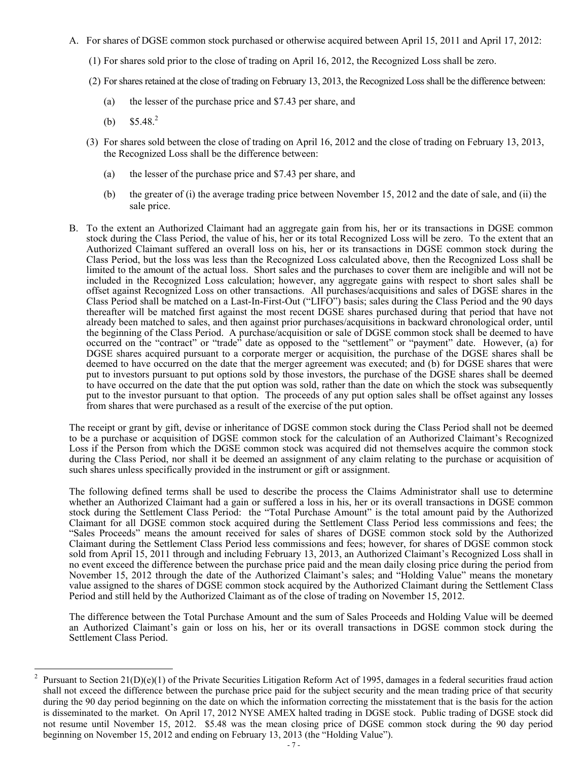A. For shares of DGSE common stock purchased or otherwise acquired between April 15, 2011 and April 17, 2012:

   (1) For shares sold prior to the close of trading on April 16, 2012, the Recognized Loss shall be zero.

   (2) For shares retained at the close of trading on February 13, 2013, the Recognized Loss shall be the difference between:

      (a) the lesser of the purchase price and $7.43 per share, and

      (b) $5.48.[2]

   (3) For shares sold between the close of trading on April 16, 2012 and the close of trading on February 13, 2013, the Recognized Loss shall be the difference between:

      (a) the lesser of the purchase price and $7.43 per share, and

      (b) the greater of (i) the average trading price between November 15, 2012 and the date of sale, and (ii) the sale price.

B. To the extent an Authorized Claimant had an aggregate gain from his, her or its transactions in DGSE common stock during the Class Period, the value of his, her or its total Recognized Loss will be zero. To the extent that an Authorized Claimant suffered an overall loss on his, her or its transactions in DGSE common stock during the Class Period, but the loss was less than the Recognized Loss calculated above, then the Recognized Loss shall be limited to the amount of the actual loss. Short sales and the purchases to cover them are ineligible and will not be included in the Recognized Loss calculation; however, any aggregate gains with respect to short sales shall be offset against Recognized Loss on other transactions. All purchases/acquisitions and sales of DGSE shares in the Class Period shall be matched on a Last-In-First-Out ("LIFO") basis; sales during the Class Period and the 90 days thereafter will be matched first against the most recent DGSE shares purchased during that period that have not already been matched to sales, and then against prior purchases/acquisitions in backward chronological order, until the beginning of the Class Period. A purchase/acquisition or sale of DGSE common stock shall be deemed to have occurred on the "contract" or "trade" date as opposed to the "settlement" or "payment" date. However, (a) for DGSE shares acquired pursuant to a corporate merger or acquisition, the purchase of the DGSE shares shall be deemed to have occurred on the date that the merger agreement was executed; and (b) for DGSE shares that were put to investors pursuant to put options sold by those investors, the purchase of the DGSE shares shall be deemed to have occurred on the date that the put option was sold, rather than the date on which the stock was subsequently put to the investor pursuant to that option. The proceeds of any put option sales shall be offset against any losses from shares that were purchased as a result of the exercise of the put option.

The receipt or grant by gift, devise or inheritance of DGSE common stock during the Class Period shall not be deemed to be a purchase or acquisition of DGSE common stock for the calculation of an Authorized Claimant's Recognized Loss if the Person from which the DGSE common stock was acquired did not themselves acquire the common stock during the Class Period, nor shall it be deemed an assignment of any claim relating to the purchase or acquisition of such shares unless specifically provided in the instrument or gift or assignment.

The following defined terms shall be used to describe the process the Claims Administrator shall use to determine whether an Authorized Claimant had a gain or suffered a loss in his, her or its overall transactions in DGSE common stock during the Settlement Class Period: the "Total Purchase Amount" is the total amount paid by the Authorized Claimant for all DGSE common stock acquired during the Settlement Class Period less commissions and fees; the "Sales Proceeds" means the amount received for sales of shares of DGSE common stock sold by the Authorized Claimant during the Settlement Class Period less commissions and fees; however, for shares of DGSE common stock sold from April 15, 2011 through and including February 13, 2013, an Authorized Claimant's Recognized Loss shall in no event exceed the difference between the purchase price paid and the mean daily closing price during the period from November 15, 2012 through the date of the Authorized Claimant's sales; and "Holding Value" means the monetary value assigned to the shares of DGSE common stock acquired by the Authorized Claimant during the Settlement Class Period and still held by the Authorized Claimant as of the close of trading on November 15, 2012.

The difference between the Total Purchase Amount and the sum of Sales Proceeds and Holding Value will be deemed an Authorized Claimant's gain or loss on his, her or its overall transactions in DGSE common stock during the Settlement Class Period.

---

[2] Pursuant to Section 21(D)(e)(1) of the Private Securities Litigation Reform Act of 1995, damages in a federal securities fraud action shall not exceed the difference between the purchase price paid for the subject security and the mean trading price of that security during the 90 day period beginning on the date on which the information correcting the misstatement that is the basis for the action is disseminated to the market. On April 17, 2012 NYSE AMEX halted trading in DGSE stock. Public trading of DGSE stock did not resume until November 15, 2012. $5.48 was the mean closing price of DGSE common stock during the 90 day period beginning on November 15, 2012 and ending on February 13, 2013 (the "Holding Value").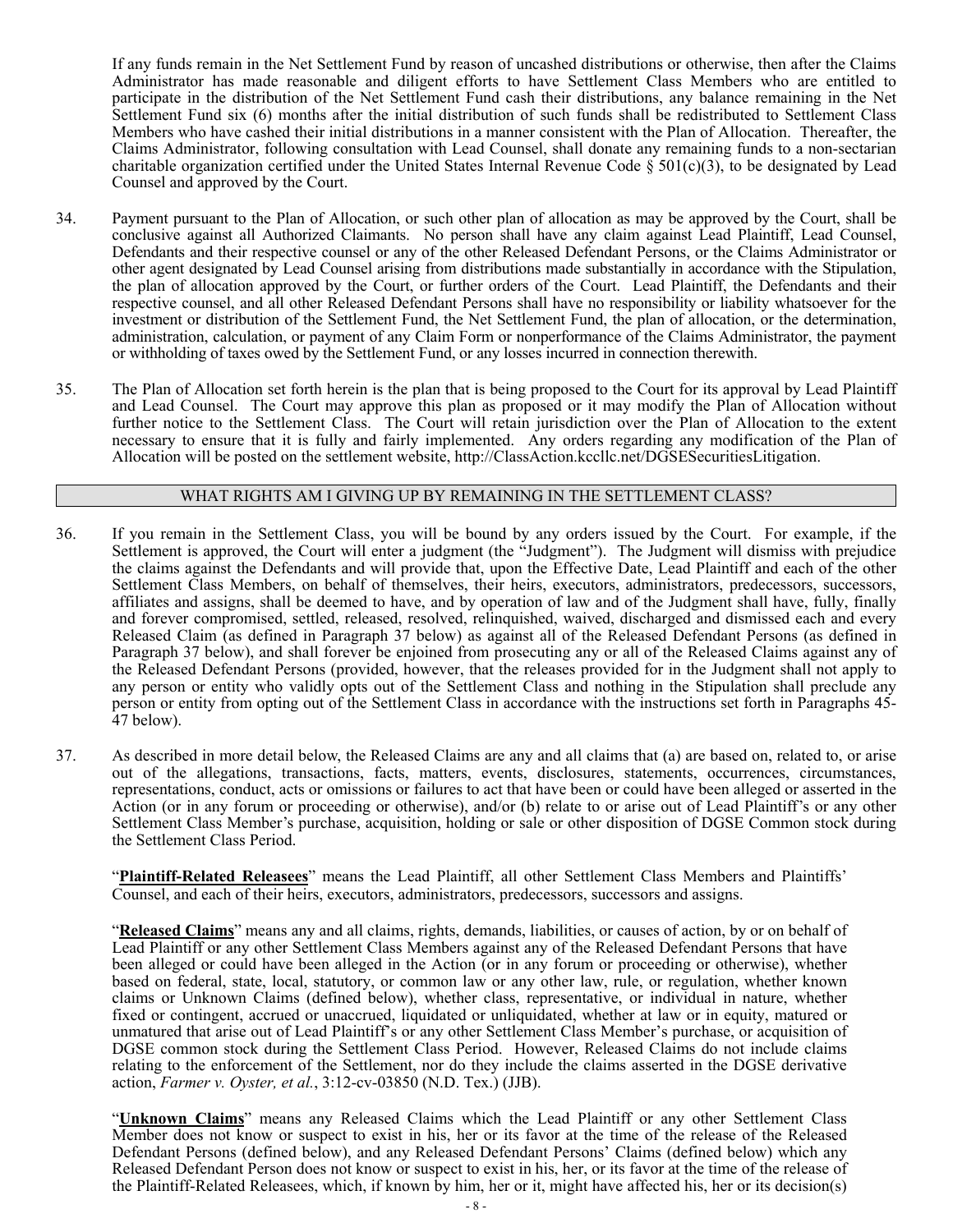If any funds remain in the Net Settlement Fund by reason of uncashed distributions or otherwise, then after the Claims Administrator has made reasonable and diligent efforts to have Settlement Class Members who are entitled to participate in the distribution of the Net Settlement Fund cash their distributions, any balance remaining in the Net Settlement Fund six (6) months after the initial distribution of such funds shall be redistributed to Settlement Class Members who have cashed their initial distributions in a manner consistent with the Plan of Allocation. Thereafter, the Claims Administrator, following consultation with Lead Counsel, shall donate any remaining funds to a non-sectarian charitable organization certified under the United States Internal Revenue Code § 501(c)(3), to be designated by Lead Counsel and approved by the Court.

34. Payment pursuant to the Plan of Allocation, or such other plan of allocation as may be approved by the Court, shall be conclusive against all Authorized Claimants. No person shall have any claim against Lead Plaintiff, Lead Counsel, Defendants and their respective counsel or any of the other Released Defendant Persons, or the Claims Administrator or other agent designated by Lead Counsel arising from distributions made substantially in accordance with the Stipulation, the plan of allocation approved by the Court, or further orders of the Court. Lead Plaintiff, the Defendants and their respective counsel, and all other Released Defendant Persons shall have no responsibility or liability whatsoever for the investment or distribution of the Settlement Fund, the Net Settlement Fund, the plan of allocation, or the determination, administration, calculation, or payment of any Claim Form or nonperformance of the Claims Administrator, the payment or withholding of taxes owed by the Settlement Fund, or any losses incurred in connection therewith.

35. The Plan of Allocation set forth herein is the plan that is being proposed to the Court for its approval by Lead Plaintiff and Lead Counsel. The Court may approve this plan as proposed or it may modify the Plan of Allocation without further notice to the Settlement Class. The Court will retain jurisdiction over the Plan of Allocation to the extent necessary to ensure that it is fully and fairly implemented. Any orders regarding any modification of the Plan of Allocation will be posted on the settlement website, http://ClassAction.kccllc.net/DGSESecuritiesLitigation.

## WHAT RIGHTS AM I GIVING UP BY REMAINING IN THE SETTLEMENT CLASS?

36. If you remain in the Settlement Class, you will be bound by any orders issued by the Court. For example, if the Settlement is approved, the Court will enter a judgment (the "Judgment"). The Judgment will dismiss with prejudice the claims against the Defendants and will provide that, upon the Effective Date, Lead Plaintiff and each of the other Settlement Class Members, on behalf of themselves, their heirs, executors, administrators, predecessors, successors, affiliates and assigns, shall be deemed to have, and by operation of law and of the Judgment shall have, fully, finally and forever compromised, settled, released, resolved, relinquished, waived, discharged and dismissed each and every Released Claim (as defined in Paragraph 37 below) as against all of the Released Defendant Persons (as defined in Paragraph 37 below), and shall forever be enjoined from prosecuting any or all of the Released Claims against any of the Released Defendant Persons (provided, however, that the releases provided for in the Judgment shall not apply to any person or entity who validly opts out of the Settlement Class and nothing in the Stipulation shall preclude any person or entity from opting out of the Settlement Class in accordance with the instructions set forth in Paragraphs 45-47 below).

37. As described in more detail below, the Released Claims are any and all claims that (a) are based on, related to, or arise out of the allegations, transactions, facts, matters, events, disclosures, statements, occurrences, circumstances, representations, conduct, acts or omissions or failures to act that have been or could have been alleged or asserted in the Action (or in any forum or proceeding or otherwise), and/or (b) relate to or arise out of Lead Plaintiff's or any other Settlement Class Member's purchase, acquisition, holding or sale or other disposition of DGSE Common stock during the Settlement Class Period.

"**Plaintiff-Related Releasees**" means the Lead Plaintiff, all other Settlement Class Members and Plaintiffs' Counsel, and each of their heirs, executors, administrators, predecessors, successors and assigns.

"**Released Claims**" means any and all claims, rights, demands, liabilities, or causes of action, by or on behalf of Lead Plaintiff or any other Settlement Class Members against any of the Released Defendant Persons that have been alleged or could have been alleged in the Action (or in any forum or proceeding or otherwise), whether based on federal, state, local, statutory, or common law or any other law, rule, or regulation, whether known claims or Unknown Claims (defined below), whether class, representative, or individual in nature, whether fixed or contingent, accrued or unaccrued, liquidated or unliquidated, whether at law or in equity, matured or unmatured that arise out of Lead Plaintiff's or any other Settlement Class Member's purchase, or acquisition of DGSE common stock during the Settlement Class Period. However, Released Claims do not include claims relating to the enforcement of the Settlement, nor do they include the claims asserted in the DGSE derivative action, *Farmer v. Oyster, et al.*, 3:12-cv-03850 (N.D. Tex.) (JJB).

"**Unknown Claims**" means any Released Claims which the Lead Plaintiff or any other Settlement Class Member does not know or suspect to exist in his, her or its favor at the time of the release of the Released Defendant Persons (defined below), and any Released Defendant Persons' Claims (defined below) which any Released Defendant Person does not know or suspect to exist in his, her, or its favor at the time of the release of the Plaintiff-Related Releasees, which, if known by him, her or it, might have affected his, her or its decision(s)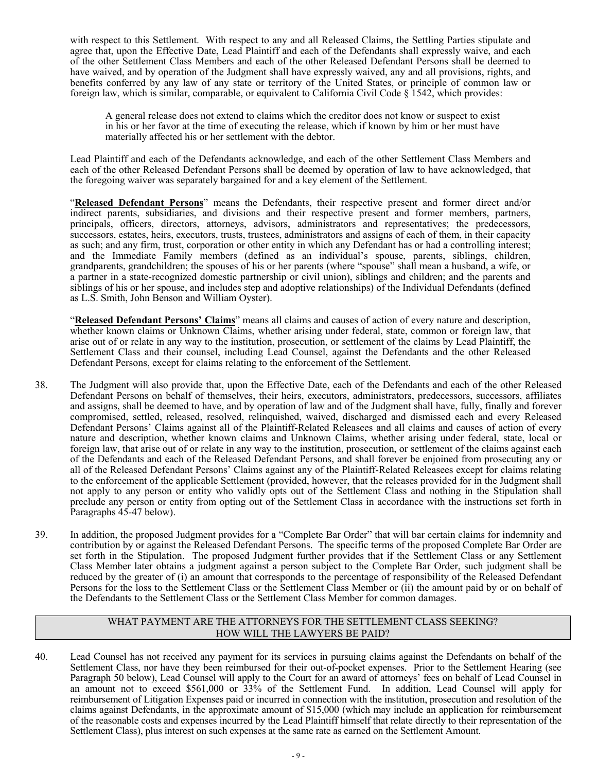with respect to this Settlement. With respect to any and all Released Claims, the Settling Parties stipulate and agree that, upon the Effective Date, Lead Plaintiff and each of the Defendants shall expressly waive, and each of the other Settlement Class Members and each of the other Released Defendant Persons shall be deemed to have waived, and by operation of the Judgment shall have expressly waived, any and all provisions, rights, and benefits conferred by any law of any state or territory of the United States, or principle of common law or foreign law, which is similar, comparable, or equivalent to California Civil Code § 1542, which provides:

> A general release does not extend to claims which the creditor does not know or suspect to exist in his or her favor at the time of executing the release, which if known by him or her must have materially affected his or her settlement with the debtor.

Lead Plaintiff and each of the Defendants acknowledge, and each of the other Settlement Class Members and each of the other Released Defendant Persons shall be deemed by operation of law to have acknowledged, that the foregoing waiver was separately bargained for and a key element of the Settlement.

"**Released Defendant Persons**" means the Defendants, their respective present and former direct and/or indirect parents, subsidiaries, and divisions and their respective present and former members, partners, principals, officers, directors, attorneys, advisors, administrators and representatives; the predecessors, successors, estates, heirs, executors, trusts, trustees, administrators and assigns of each of them, in their capacity as such; and any firm, trust, corporation or other entity in which any Defendant has or had a controlling interest; and the Immediate Family members (defined as an individual's spouse, parents, siblings, children, grandparents, grandchildren; the spouses of his or her parents (where "spouse" shall mean a husband, a wife, or a partner in a state-recognized domestic partnership or civil union), siblings and children; and the parents and siblings of his or her spouse, and includes step and adoptive relationships) of the Individual Defendants (defined as L.S. Smith, John Benson and William Oyster).

"**Released Defendant Persons' Claims**" means all claims and causes of action of every nature and description, whether known claims or Unknown Claims, whether arising under federal, state, common or foreign law, that arise out of or relate in any way to the institution, prosecution, or settlement of the claims by Lead Plaintiff, the Settlement Class and their counsel, including Lead Counsel, against the Defendants and the other Released Defendant Persons, except for claims relating to the enforcement of the Settlement.

38. The Judgment will also provide that, upon the Effective Date, each of the Defendants and each of the other Released Defendant Persons on behalf of themselves, their heirs, executors, administrators, predecessors, successors, affiliates and assigns, shall be deemed to have, and by operation of law and of the Judgment shall have, fully, finally and forever compromised, settled, released, resolved, relinquished, waived, discharged and dismissed each and every Released Defendant Persons' Claims against all of the Plaintiff-Related Releasees and all claims and causes of action of every nature and description, whether known claims and Unknown Claims, whether arising under federal, state, local or foreign law, that arise out of or relate in any way to the institution, prosecution, or settlement of the claims against each of the Defendants and each of the Released Defendant Persons, and shall forever be enjoined from prosecuting any or all of the Released Defendant Persons' Claims against any of the Plaintiff-Related Releasees except for claims relating to the enforcement of the applicable Settlement (provided, however, that the releases provided for in the Judgment shall not apply to any person or entity who validly opts out of the Settlement Class and nothing in the Stipulation shall preclude any person or entity from opting out of the Settlement Class in accordance with the instructions set forth in Paragraphs 45-47 below).

39. In addition, the proposed Judgment provides for a "Complete Bar Order" that will bar certain claims for indemnity and contribution by or against the Released Defendant Persons. The specific terms of the proposed Complete Bar Order are set forth in the Stipulation. The proposed Judgment further provides that if the Settlement Class or any Settlement Class Member later obtains a judgment against a person subject to the Complete Bar Order, such judgment shall be reduced by the greater of (i) an amount that corresponds to the percentage of responsibility of the Released Defendant Persons for the loss to the Settlement Class or the Settlement Class Member or (ii) the amount paid by or on behalf of the Defendants to the Settlement Class or the Settlement Class Member for common damages.

## WHAT PAYMENT ARE THE ATTORNEYS FOR THE SETTLEMENT CLASS SEEKING? HOW WILL THE LAWYERS BE PAID?

40. Lead Counsel has not received any payment for its services in pursuing claims against the Defendants on behalf of the Settlement Class, nor have they been reimbursed for their out-of-pocket expenses. Prior to the Settlement Hearing (see Paragraph 50 below), Lead Counsel will apply to the Court for an award of attorneys' fees on behalf of Lead Counsel in an amount not to exceed $561,000 or 33% of the Settlement Fund. In addition, Lead Counsel will apply for reimbursement of Litigation Expenses paid or incurred in connection with the institution, prosecution and resolution of the claims against Defendants, in the approximate amount of $15,000 (which may include an application for reimbursement of the reasonable costs and expenses incurred by the Lead Plaintiff himself that relate directly to their representation of the Settlement Class), plus interest on such expenses at the same rate as earned on the Settlement Amount.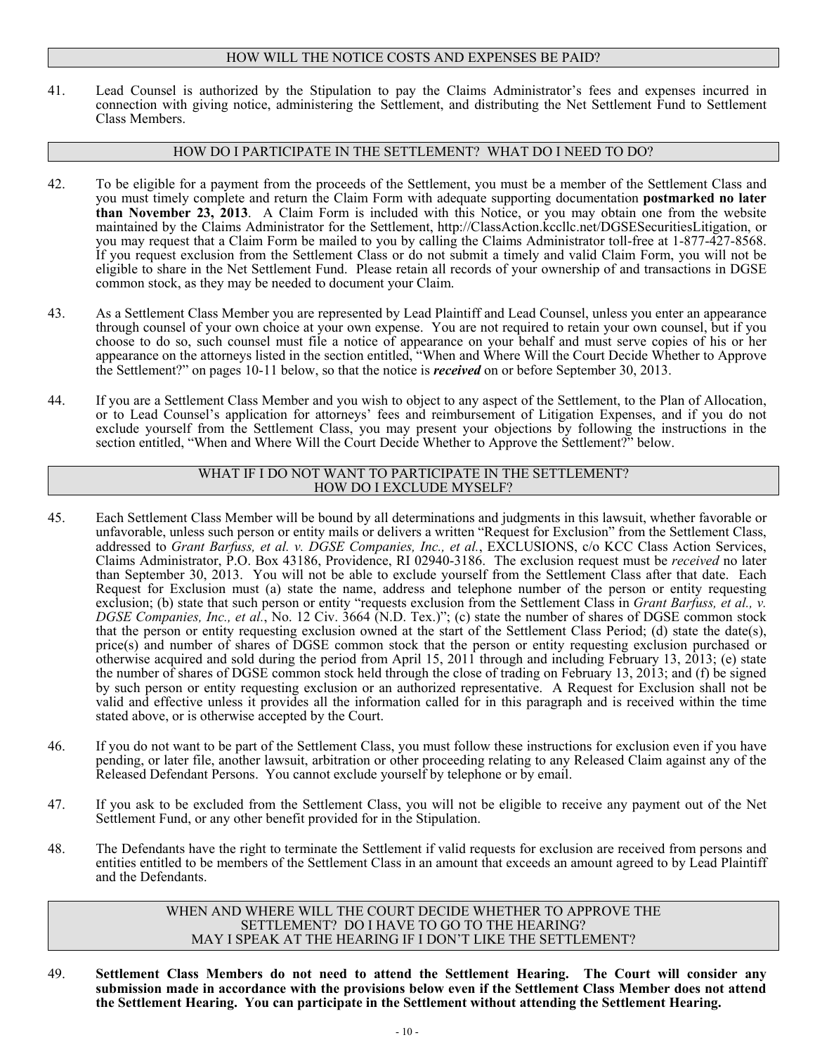## HOW WILL THE NOTICE COSTS AND EXPENSES BE PAID?

41. Lead Counsel is authorized by the Stipulation to pay the Claims Administrator's fees and expenses incurred in connection with giving notice, administering the Settlement, and distributing the Net Settlement Fund to Settlement Class Members.

## HOW DO I PARTICIPATE IN THE SETTLEMENT? WHAT DO I NEED TO DO?

42. To be eligible for a payment from the proceeds of the Settlement, you must be a member of the Settlement Class and you must timely complete and return the Claim Form with adequate supporting documentation **postmarked no later than November 23, 2013**. A Claim Form is included with this Notice, or you may obtain one from the website maintained by the Claims Administrator for the Settlement, http://ClassAction.kccllc.net/DGSESecuritiesLitigation, or you may request that a Claim Form be mailed to you by calling the Claims Administrator toll-free at 1-877-427-8568. If you request exclusion from the Settlement Class or do not submit a timely and valid Claim Form, you will not be eligible to share in the Net Settlement Fund. Please retain all records of your ownership of and transactions in DGSE common stock, as they may be needed to document your Claim.

43. As a Settlement Class Member you are represented by Lead Plaintiff and Lead Counsel, unless you enter an appearance through counsel of your own choice at your own expense. You are not required to retain your own counsel, but if you choose to do so, such counsel must file a notice of appearance on your behalf and must serve copies of his or her appearance on the attorneys listed in the section entitled, "When and Where Will the Court Decide Whether to Approve the Settlement?" on pages 10-11 below, so that the notice is ***received*** on or before September 30, 2013.

44. If you are a Settlement Class Member and you wish to object to any aspect of the Settlement, to the Plan of Allocation, or to Lead Counsel's application for attorneys' fees and reimbursement of Litigation Expenses, and if you do not exclude yourself from the Settlement Class, you may present your objections by following the instructions in the section entitled, "When and Where Will the Court Decide Whether to Approve the Settlement?" below.

## WHAT IF I DO NOT WANT TO PARTICIPATE IN THE SETTLEMENT? HOW DO I EXCLUDE MYSELF?

45. Each Settlement Class Member will be bound by all determinations and judgments in this lawsuit, whether favorable or unfavorable, unless such person or entity mails or delivers a written "Request for Exclusion" from the Settlement Class, addressed to *Grant Barfuss, et al. v. DGSE Companies, Inc., et al.*, EXCLUSIONS, c/o KCC Class Action Services, Claims Administrator, P.O. Box 43186, Providence, RI 02940-3186. The exclusion request must be *received* no later than September 30, 2013. You will not be able to exclude yourself from the Settlement Class after that date. Each Request for Exclusion must (a) state the name, address and telephone number of the person or entity requesting exclusion; (b) state that such person or entity "requests exclusion from the Settlement Class in *Grant Barfuss, et al., v. DGSE Companies, Inc., et al.*, No. 12 Civ. 3664 (N.D. Tex.)"; (c) state the number of shares of DGSE common stock that the person or entity requesting exclusion owned at the start of the Settlement Class Period; (d) state the date(s), price(s) and number of shares of DGSE common stock that the person or entity requesting exclusion purchased or otherwise acquired and sold during the period from April 15, 2011 through and including February 13, 2013; (e) state the number of shares of DGSE common stock held through the close of trading on February 13, 2013; and (f) be signed by such person or entity requesting exclusion or an authorized representative. A Request for Exclusion shall not be valid and effective unless it provides all the information called for in this paragraph and is received within the time stated above, or is otherwise accepted by the Court.

46. If you do not want to be part of the Settlement Class, you must follow these instructions for exclusion even if you have pending, or later file, another lawsuit, arbitration or other proceeding relating to any Released Claim against any of the Released Defendant Persons. You cannot exclude yourself by telephone or by email.

47. If you ask to be excluded from the Settlement Class, you will not be eligible to receive any payment out of the Net Settlement Fund, or any other benefit provided for in the Stipulation.

48. The Defendants have the right to terminate the Settlement if valid requests for exclusion are received from persons and entities entitled to be members of the Settlement Class in an amount that exceeds an amount agreed to by Lead Plaintiff and the Defendants.

## WHEN AND WHERE WILL THE COURT DECIDE WHETHER TO APPROVE THE SETTLEMENT? DO I HAVE TO GO TO THE HEARING? MAY I SPEAK AT THE HEARING IF I DON'T LIKE THE SETTLEMENT?

49. **Settlement Class Members do not need to attend the Settlement Hearing. The Court will consider any submission made in accordance with the provisions below even if the Settlement Class Member does not attend the Settlement Hearing. You can participate in the Settlement without attending the Settlement Hearing.**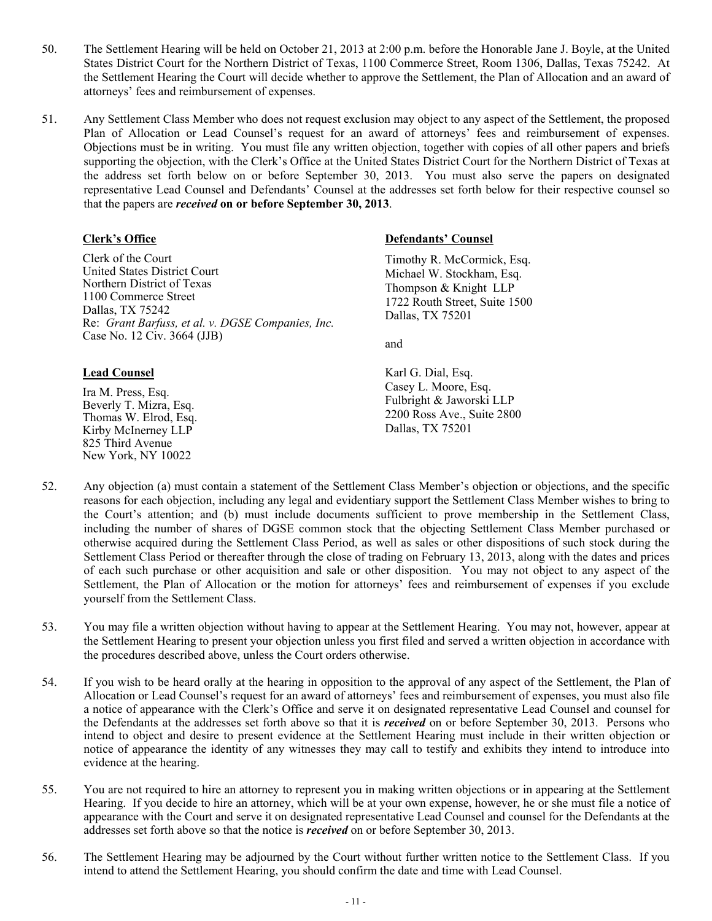50. The Settlement Hearing will be held on October 21, 2013 at 2:00 p.m. before the Honorable Jane J. Boyle, at the United States District Court for the Northern District of Texas, 1100 Commerce Street, Room 1306, Dallas, Texas 75242. At the Settlement Hearing the Court will decide whether to approve the Settlement, the Plan of Allocation and an award of attorneys' fees and reimbursement of expenses.

51. Any Settlement Class Member who does not request exclusion may object to any aspect of the Settlement, the proposed Plan of Allocation or Lead Counsel's request for an award of attorneys' fees and reimbursement of expenses. Objections must be in writing. You must file any written objection, together with copies of all other papers and briefs supporting the objection, with the Clerk's Office at the United States District Court for the Northern District of Texas at the address set forth below on or before September 30, 2013. You must also serve the papers on designated representative Lead Counsel and Defendants' Counsel at the addresses set forth below for their respective counsel so that the papers are ***received*** **on or before September 30, 2013**.

**Clerk's Office**

Clerk of the Court
United States District Court
Northern District of Texas
1100 Commerce Street
Dallas, TX 75242
Re: *Grant Barfuss, et al. v. DGSE Companies, Inc.*
Case No. 12 Civ. 3664 (JJB)

**Lead Counsel**

Ira M. Press, Esq.
Beverly T. Mizra, Esq.
Thomas W. Elrod, Esq.
Kirby McInerney LLP
825 Third Avenue
New York, NY 10022

**Defendants' Counsel**

Timothy R. McCormick, Esq.
Michael W. Stockham, Esq.
Thompson & Knight LLP
1722 Routh Street, Suite 1500
Dallas, TX 75201

and

Karl G. Dial, Esq.
Casey L. Moore, Esq.
Fulbright & Jaworski LLP
2200 Ross Ave., Suite 2800
Dallas, TX 75201

52. Any objection (a) must contain a statement of the Settlement Class Member's objection or objections, and the specific reasons for each objection, including any legal and evidentiary support the Settlement Class Member wishes to bring to the Court's attention; and (b) must include documents sufficient to prove membership in the Settlement Class, including the number of shares of DGSE common stock that the objecting Settlement Class Member purchased or otherwise acquired during the Settlement Class Period, as well as sales or other dispositions of such stock during the Settlement Class Period or thereafter through the close of trading on February 13, 2013, along with the dates and prices of each such purchase or other acquisition and sale or other disposition. You may not object to any aspect of the Settlement, the Plan of Allocation or the motion for attorneys' fees and reimbursement of expenses if you exclude yourself from the Settlement Class.

53. You may file a written objection without having to appear at the Settlement Hearing. You may not, however, appear at the Settlement Hearing to present your objection unless you first filed and served a written objection in accordance with the procedures described above, unless the Court orders otherwise.

54. If you wish to be heard orally at the hearing in opposition to the approval of any aspect of the Settlement, the Plan of Allocation or Lead Counsel's request for an award of attorneys' fees and reimbursement of expenses, you must also file a notice of appearance with the Clerk's Office and serve it on designated representative Lead Counsel and counsel for the Defendants at the addresses set forth above so that it is ***received*** on or before September 30, 2013. Persons who intend to object and desire to present evidence at the Settlement Hearing must include in their written objection or notice of appearance the identity of any witnesses they may call to testify and exhibits they intend to introduce into evidence at the hearing.

55. You are not required to hire an attorney to represent you in making written objections or in appearing at the Settlement Hearing. If you decide to hire an attorney, which will be at your own expense, however, he or she must file a notice of appearance with the Court and serve it on designated representative Lead Counsel and counsel for the Defendants at the addresses set forth above so that the notice is ***received*** on or before September 30, 2013.

56. The Settlement Hearing may be adjourned by the Court without further written notice to the Settlement Class. If you intend to attend the Settlement Hearing, you should confirm the date and time with Lead Counsel.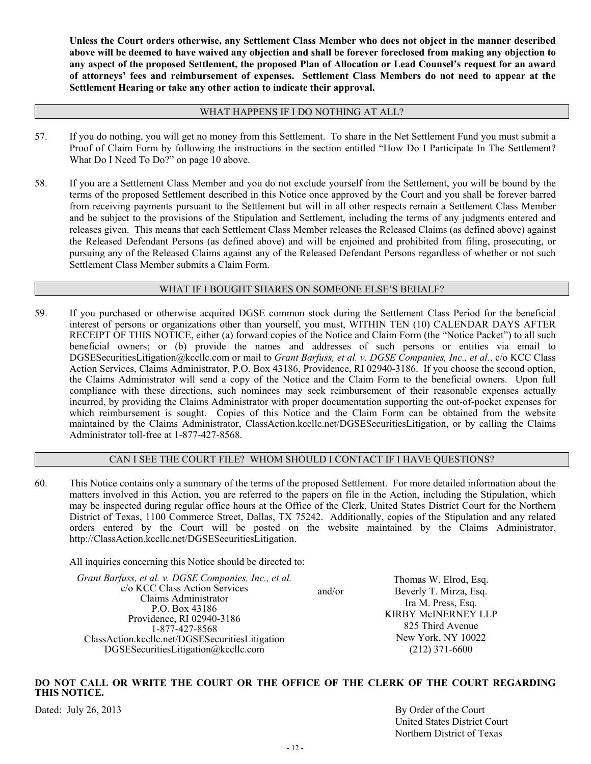**Unless the Court orders otherwise, any Settlement Class Member who does not object in the manner described above will be deemed to have waived any objection and shall be forever foreclosed from making any objection to any aspect of the proposed Settlement, the proposed Plan of Allocation or Lead Counsel's request for an award of attorneys' fees and reimbursement of expenses. Settlement Class Members do not need to appear at the Settlement Hearing or take any other action to indicate their approval.**

## WHAT HAPPENS IF I DO NOTHING AT ALL?

57. If you do nothing, you will get no money from this Settlement. To share in the Net Settlement Fund you must submit a Proof of Claim Form by following the instructions in the section entitled "How Do I Participate In The Settlement? What Do I Need To Do?" on page 10 above.

58. If you are a Settlement Class Member and you do not exclude yourself from the Settlement, you will be bound by the terms of the proposed Settlement described in this Notice once approved by the Court and you shall be forever barred from receiving payments pursuant to the Settlement but will in all other respects remain a Settlement Class Member and be subject to the provisions of the Stipulation and Settlement, including the terms of any judgments entered and releases given. This means that each Settlement Class Member releases the Released Claims (as defined above) against the Released Defendant Persons (as defined above) and will be enjoined and prohibited from filing, prosecuting, or pursuing any of the Released Claims against any of the Released Defendant Persons regardless of whether or not such Settlement Class Member submits a Claim Form.

## WHAT IF I BOUGHT SHARES ON SOMEONE ELSE'S BEHALF?

59. If you purchased or otherwise acquired DGSE common stock during the Settlement Class Period for the beneficial interest of persons or organizations other than yourself, you must, WITHIN TEN (10) CALENDAR DAYS AFTER RECEIPT OF THIS NOTICE, either (a) forward copies of the Notice and Claim Form (the "Notice Packet") to all such beneficial owners; or (b) provide the names and addresses of such persons or entities via email to DGSESecuritiesLitigation@kccllc.com or mail to *Grant Barfuss, et al. v. DGSE Companies, Inc., et al.*, c/o KCC Class Action Services, Claims Administrator, P.O. Box 43186, Providence, RI 02940-3186. If you choose the second option, the Claims Administrator will send a copy of the Notice and the Claim Form to the beneficial owners. Upon full compliance with these directions, such nominees may seek reimbursement of their reasonable expenses actually incurred, by providing the Claims Administrator with proper documentation supporting the out-of-pocket expenses for which reimbursement is sought. Copies of this Notice and the Claim Form can be obtained from the website maintained by the Claims Administrator, ClassAction.kccllc.net/DGSESecuritiesLitigation, or by calling the Claims Administrator toll-free at 1-877-427-8568.

## CAN I SEE THE COURT FILE? WHOM SHOULD I CONTACT IF I HAVE QUESTIONS?

60. This Notice contains only a summary of the terms of the proposed Settlement. For more detailed information about the matters involved in this Action, you are referred to the papers on file in the Action, including the Stipulation, which may be inspected during regular office hours at the Office of the Clerk, United States District Court for the Northern District of Texas, 1100 Commerce Street, Dallas, TX 75242. Additionally, copies of the Stipulation and any related orders entered by the Court will be posted on the website maintained by the Claims Administrator, http://ClassAction.kccllc.net/DGSESecuritiesLitigation.

All inquiries concerning this Notice should be directed to:

*Grant Barfuss, et al. v. DGSE Companies, Inc., et al.*
c/o KCC Class Action Services
Claims Administrator
P.O. Box 43186
Providence, RI 02940-3186
1-877-427-8568
ClassAction.kccllc.net/DGSESecuritiesLitigation
DGSESecuritiesLitigation@kccllc.com

and/or

Thomas W. Elrod, Esq.
Beverly T. Mirza, Esq.
Ira M. Press, Esq.
KIRBY McINERNEY LLP
825 Third Avenue
New York, NY 10022
(212) 371-6600

**DO NOT CALL OR WRITE THE COURT OR THE OFFICE OF THE CLERK OF THE COURT REGARDING THIS NOTICE.**

Dated: July 26, 2013

By Order of the Court
United States District Court
Northern District of Texas